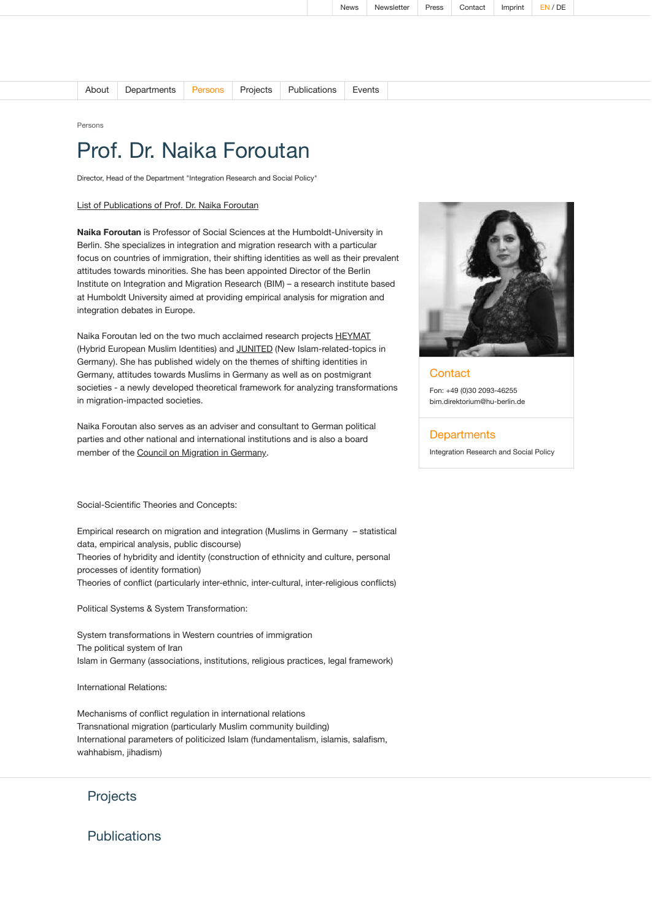News | Newsletter | Press | Contact | Imprint | EN / DE

About | Departments | Persons | Projects | Publications | Events

Persons

# Prof. Dr. Naika Foroutan

Director, Head of the Department "Integration Research and Social Policy"

List of Publications of Prof. Dr. Naika Foroutan

**Naika Foroutan** is Professor of Social Sciences at the Humboldt-University in Berlin. She specializes in integration and migration research with a particular focus on countries of immigration, their shifting identities as well as their prevalent attitudes towards minorities. She has been appointed Director of the Berlin Institute on Integration and Migration Research (BIM) – a research institute based at Humboldt University aimed at providing empirical analysis for migration and integration debates in Europe.

Naika Foroutan led on the two much acclaimed research projects HEYMAT (Hybrid European Muslim Identities) and JUNITED (New Islam-related-topics in Germany). She has published widely on the themes of shifting identities in Germany, attitudes towards Muslims in Germany as well as on postmigrant societies - a newly developed theoretical framework for analyzing transformations in migration-impacted societies.

Naika Foroutan also serves as an adviser and consultant to German political parties and other national and international institutions and is also a board member of the Council on Migration in Germany.

## Contact

Fon: +49 (0)30 2093-46255
bim.direktorium@hu-berlin.de

## Departments

Integration Research and Social Policy

Social-Scientific Theories and Concepts:

Empirical research on migration and integration (Muslims in Germany – statistical data, empirical analysis, public discourse)
Theories of hybridity and identity (construction of ethnicity and culture, personal processes of identity formation)
Theories of conflict (particularly inter-ethnic, inter-cultural, inter-religious conflicts)

Political Systems & System Transformation:

System transformations in Western countries of immigration
The political system of Iran
Islam in Germany (associations, institutions, religious practices, legal framework)

International Relations:

Mechanisms of conflict regulation in international relations
Transnational migration (particularly Muslim community building)
International parameters of politicized Islam (fundamentalism, islamis, salafism, wahhabism, jihadism)

## Projects

## Publications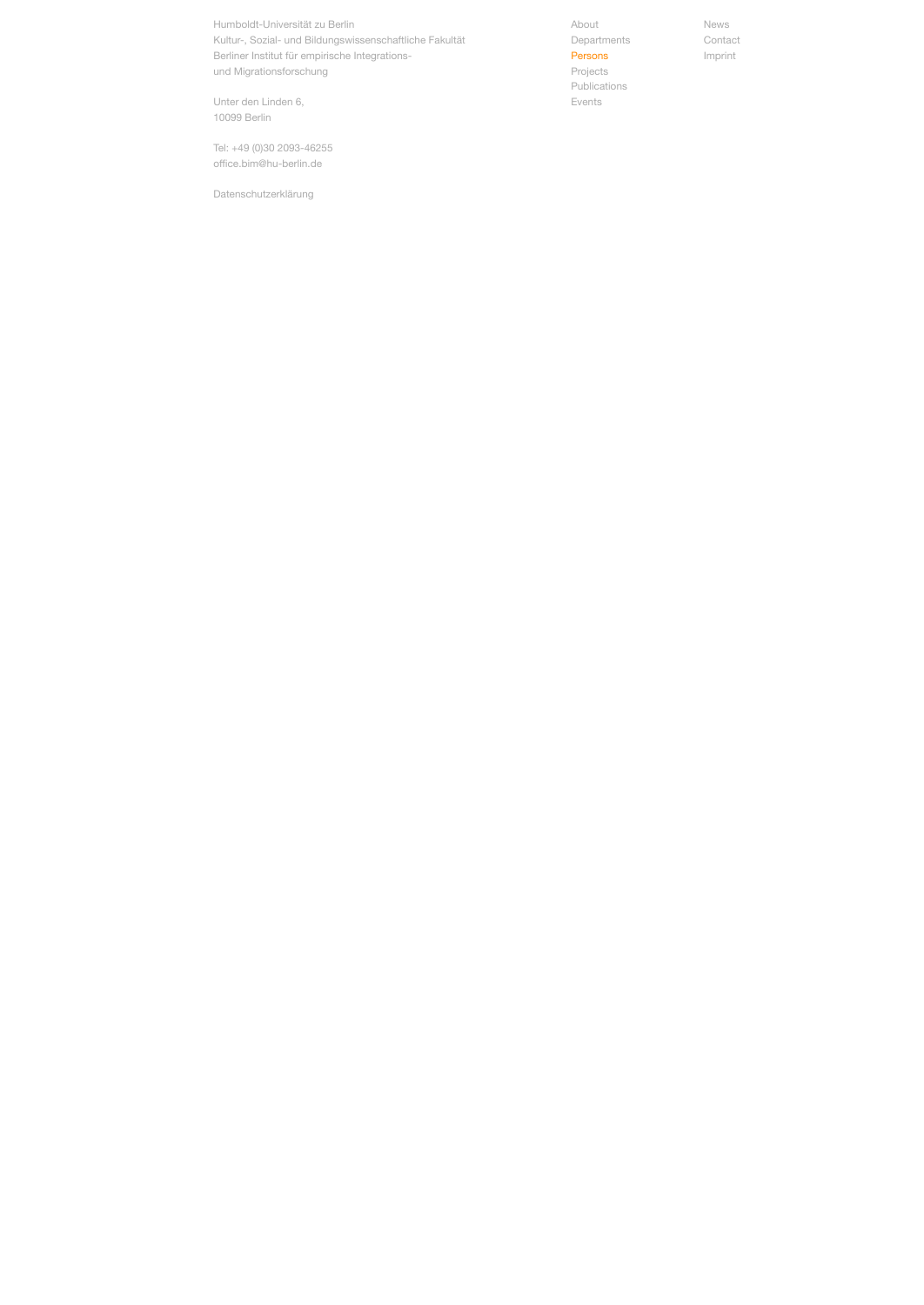Humboldt-Universität zu Berlin
Kultur-, Sozial- und Bildungswissenschaftliche Fakultät
Berliner Institut für empirische Integrations-
und Migrationsforschung

Unter den Linden 6,
10099 Berlin

Tel: +49 (0)30 2093-46255
office.bim@hu-berlin.de

Datenschutzerklärung

- About
- Departments
- Persons
- Projects
- Publications
- Events
- News
- Contact
- Imprint